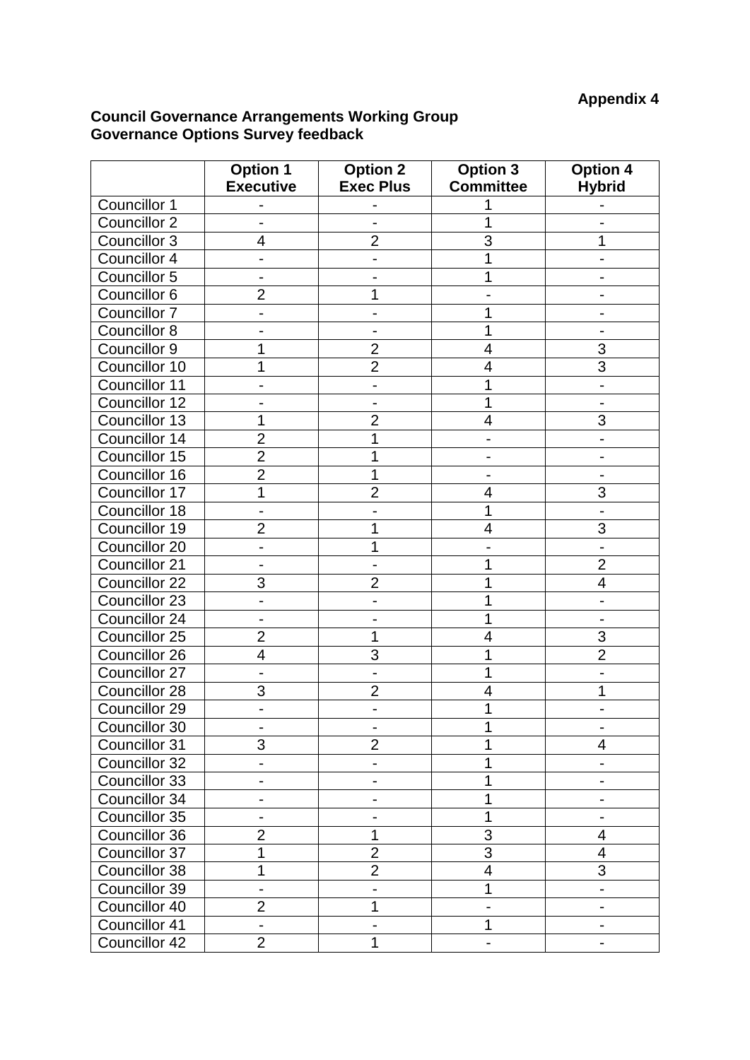**Appendix 4**

**Council Governance Arrangements Working Group**
**Governance Options Survey feedback**

| | Option 1 Executive | Option 2 Exec Plus | Option 3 Committee | Option 4 Hybrid |
|---|---|---|---|---|
| Councillor 1 | - | - | 1 | - |
| Councillor 2 | - | - | 1 | - |
| Councillor 3 | 4 | 2 | 3 | 1 |
| Councillor 4 | - | - | 1 | - |
| Councillor 5 | - | - | 1 | - |
| Councillor 6 | 2 | 1 | - | - |
| Councillor 7 | - | - | 1 | - |
| Councillor 8 | - | - | 1 | - |
| Councillor 9 | 1 | 2 | 4 | 3 |
| Councillor 10 | 1 | 2 | 4 | 3 |
| Councillor 11 | - | - | 1 | - |
| Councillor 12 | - | - | 1 | - |
| Councillor 13 | 1 | 2 | 4 | 3 |
| Councillor 14 | 2 | 1 | - | - |
| Councillor 15 | 2 | 1 | - | - |
| Councillor 16 | 2 | 1 | - | - |
| Councillor 17 | 1 | 2 | 4 | 3 |
| Councillor 18 | - | - | 1 | - |
| Councillor 19 | 2 | 1 | 4 | 3 |
| Councillor 20 | - | 1 | - | - |
| Councillor 21 | - | - | 1 | 2 |
| Councillor 22 | 3 | 2 | 1 | 4 |
| Councillor 23 | - | - | 1 | - |
| Councillor 24 | - | - | 1 | - |
| Councillor 25 | 2 | 1 | 4 | 3 |
| Councillor 26 | 4 | 3 | 1 | 2 |
| Councillor 27 | - | - | 1 | - |
| Councillor 28 | 3 | 2 | 4 | 1 |
| Councillor 29 | - | - | 1 | - |
| Councillor 30 | - | - | 1 | - |
| Councillor 31 | 3 | 2 | 1 | 4 |
| Councillor 32 | - | - | 1 | - |
| Councillor 33 | - | - | 1 | - |
| Councillor 34 | - | - | 1 | - |
| Councillor 35 | - | - | 1 | - |
| Councillor 36 | 2 | 1 | 3 | 4 |
| Councillor 37 | 1 | 2 | 3 | 4 |
| Councillor 38 | 1 | 2 | 4 | 3 |
| Councillor 39 | - | - | 1 | - |
| Councillor 40 | 2 | 1 | - | - |
| Councillor 41 | - | - | 1 | - |
| Councillor 42 | 2 | 1 | - | - |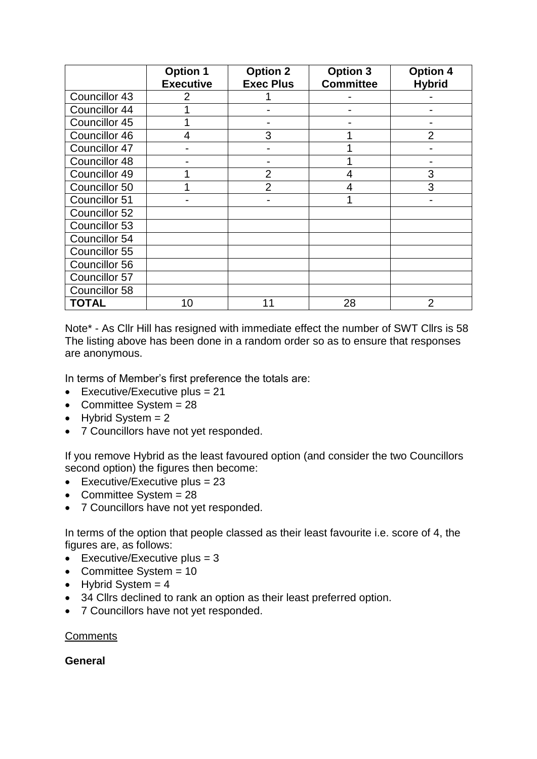| | Option 1 Executive | Option 2 Exec Plus | Option 3 Committee | Option 4 Hybrid |
|---|---|---|---|---|
| Councillor 43 | 2 | 1 | - | - |
| Councillor 44 | 1 | - | - | - |
| Councillor 45 | 1 | - | - | - |
| Councillor 46 | 4 | 3 | 1 | 2 |
| Councillor 47 | - | - | 1 | - |
| Councillor 48 | - | - | 1 | - |
| Councillor 49 | 1 | 2 | 4 | 3 |
| Councillor 50 | 1 | 2 | 4 | 3 |
| Councillor 51 | - | - | 1 | - |
| Councillor 52 | | | | |
| Councillor 53 | | | | |
| Councillor 54 | | | | |
| Councillor 55 | | | | |
| Councillor 56 | | | | |
| Councillor 57 | | | | |
| Councillor 58 | | | | |
| **TOTAL** | 10 | 11 | 28 | 2 |

Note* - As Cllr Hill has resigned with immediate effect the number of SWT Cllrs is 58
The listing above has been done in a random order so as to ensure that responses are anonymous.

In terms of Member's first preference the totals are:

- Executive/Executive plus = 21
- Committee System = 28
- Hybrid System = 2
- 7 Councillors have not yet responded.

If you remove Hybrid as the least favoured option (and consider the two Councillors second option) the figures then become:

- Executive/Executive plus = 23
- Committee System = 28
- 7 Councillors have not yet responded.

In terms of the option that people classed as their least favourite i.e. score of 4, the figures are, as follows:

- Executive/Executive plus = 3
- Committee System = 10
- Hybrid System = 4
- 34 Cllrs declined to rank an option as their least preferred option.
- 7 Councillors have not yet responded.

Comments

**General**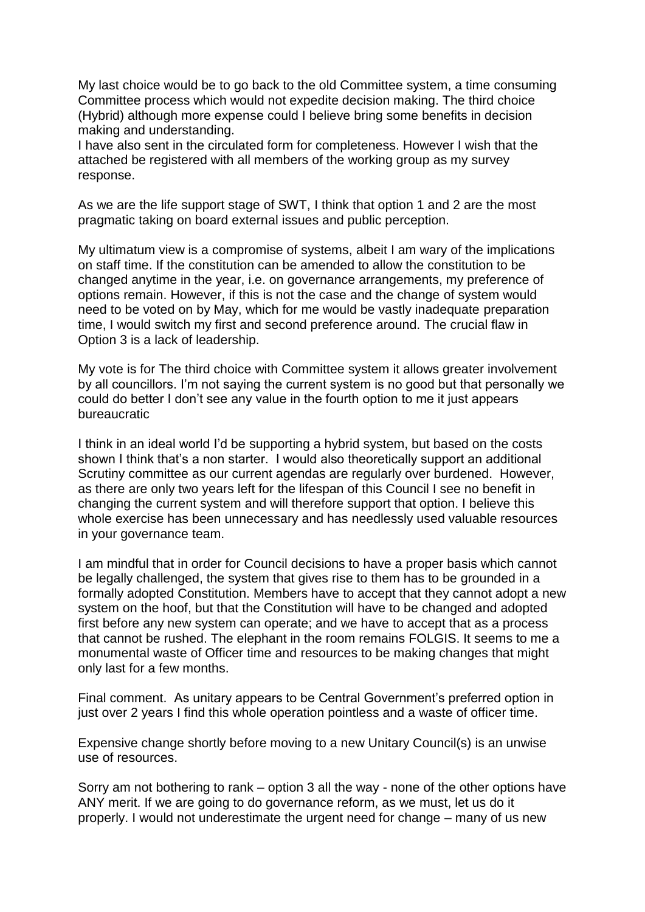My last choice would be to go back to the old Committee system, a time consuming Committee process which would not expedite decision making. The third choice (Hybrid) although more expense could I believe bring some benefits in decision making and understanding.
I have also sent in the circulated form for completeness. However I wish that the attached be registered with all members of the working group as my survey response.

As we are the life support stage of SWT, I think that option 1 and 2 are the most pragmatic taking on board external issues and public perception.

My ultimatum view is a compromise of systems, albeit I am wary of the implications on staff time. If the constitution can be amended to allow the constitution to be changed anytime in the year, i.e. on governance arrangements, my preference of options remain. However, if this is not the case and the change of system would need to be voted on by May, which for me would be vastly inadequate preparation time, I would switch my first and second preference around. The crucial flaw in Option 3 is a lack of leadership.

My vote is for The third choice with Committee system it allows greater involvement by all councillors. I'm not saying the current system is no good but that personally we could do better I don't see any value in the fourth option to me it just appears bureaucratic

I think in an ideal world I'd be supporting a hybrid system, but based on the costs shown I think that's a non starter. I would also theoretically support an additional Scrutiny committee as our current agendas are regularly over burdened. However, as there are only two years left for the lifespan of this Council I see no benefit in changing the current system and will therefore support that option. I believe this whole exercise has been unnecessary and has needlessly used valuable resources in your governance team.

I am mindful that in order for Council decisions to have a proper basis which cannot be legally challenged, the system that gives rise to them has to be grounded in a formally adopted Constitution. Members have to accept that they cannot adopt a new system on the hoof, but that the Constitution will have to be changed and adopted first before any new system can operate; and we have to accept that as a process that cannot be rushed. The elephant in the room remains FOLGIS. It seems to me a monumental waste of Officer time and resources to be making changes that might only last for a few months.

Final comment. As unitary appears to be Central Government's preferred option in just over 2 years I find this whole operation pointless and a waste of officer time.

Expensive change shortly before moving to a new Unitary Council(s) is an unwise use of resources.

Sorry am not bothering to rank – option 3 all the way - none of the other options have ANY merit. If we are going to do governance reform, as we must, let us do it properly. I would not underestimate the urgent need for change – many of us new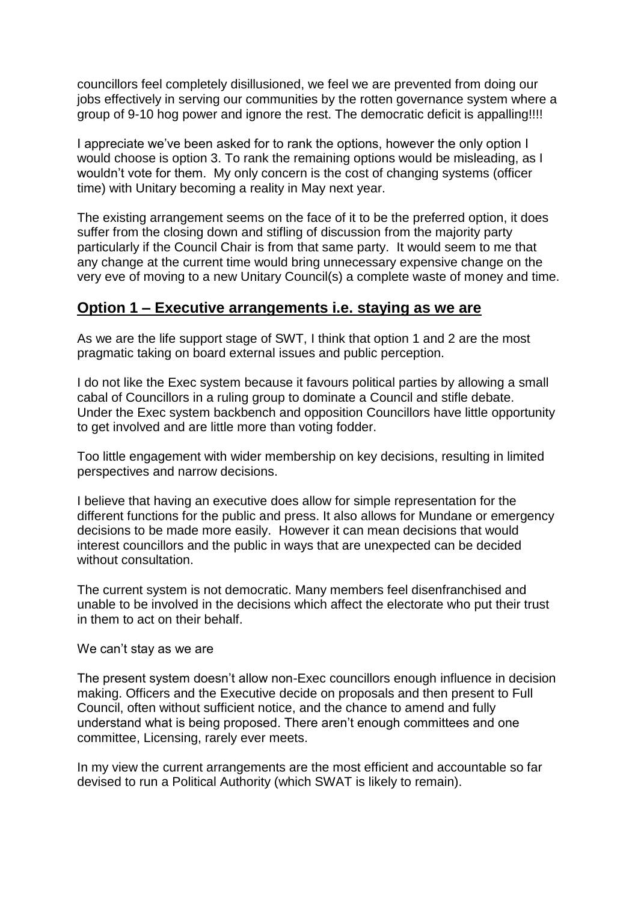councillors feel completely disillusioned, we feel we are prevented from doing our jobs effectively in serving our communities by the rotten governance system where a group of 9-10 hog power and ignore the rest. The democratic deficit is appalling!!!!

I appreciate we've been asked for to rank the options, however the only option I would choose is option 3. To rank the remaining options would be misleading, as I wouldn't vote for them. My only concern is the cost of changing systems (officer time) with Unitary becoming a reality in May next year.

The existing arrangement seems on the face of it to be the preferred option, it does suffer from the closing down and stifling of discussion from the majority party particularly if the Council Chair is from that same party. It would seem to me that any change at the current time would bring unnecessary expensive change on the very eve of moving to a new Unitary Council(s) a complete waste of money and time.

## **Option 1 – Executive arrangements i.e. staying as we are**

As we are the life support stage of SWT, I think that option 1 and 2 are the most pragmatic taking on board external issues and public perception.

I do not like the Exec system because it favours political parties by allowing a small cabal of Councillors in a ruling group to dominate a Council and stifle debate. Under the Exec system backbench and opposition Councillors have little opportunity to get involved and are little more than voting fodder.

Too little engagement with wider membership on key decisions, resulting in limited perspectives and narrow decisions.

I believe that having an executive does allow for simple representation for the different functions for the public and press. It also allows for Mundane or emergency decisions to be made more easily. However it can mean decisions that would interest councillors and the public in ways that are unexpected can be decided without consultation.

The current system is not democratic. Many members feel disenfranchised and unable to be involved in the decisions which affect the electorate who put their trust in them to act on their behalf.

We can't stay as we are

The present system doesn't allow non-Exec councillors enough influence in decision making. Officers and the Executive decide on proposals and then present to Full Council, often without sufficient notice, and the chance to amend and fully understand what is being proposed. There aren't enough committees and one committee, Licensing, rarely ever meets.

In my view the current arrangements are the most efficient and accountable so far devised to run a Political Authority (which SWAT is likely to remain).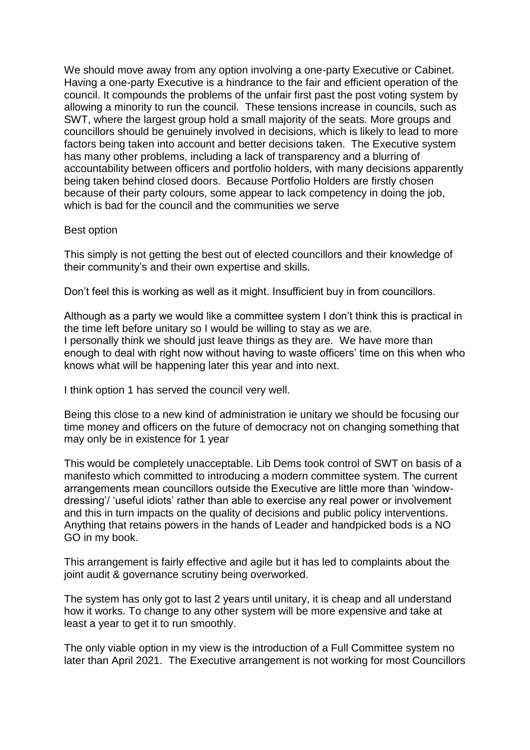We should move away from any option involving a one-party Executive or Cabinet. Having a one-party Executive is a hindrance to the fair and efficient operation of the council. It compounds the problems of the unfair first past the post voting system by allowing a minority to run the council. These tensions increase in councils, such as SWT, where the largest group hold a small majority of the seats. More groups and councillors should be genuinely involved in decisions, which is likely to lead to more factors being taken into account and better decisions taken. The Executive system has many other problems, including a lack of transparency and a blurring of accountability between officers and portfolio holders, with many decisions apparently being taken behind closed doors. Because Portfolio Holders are firstly chosen because of their party colours, some appear to lack competency in doing the job, which is bad for the council and the communities we serve

Best option

This simply is not getting the best out of elected councillors and their knowledge of their community's and their own expertise and skills.

Don't feel this is working as well as it might. Insufficient buy in from councillors.

Although as a party we would like a committee system I don't think this is practical in the time left before unitary so I would be willing to stay as we are.
I personally think we should just leave things as they are. We have more than enough to deal with right now without having to waste officers' time on this when who knows what will be happening later this year and into next.

I think option 1 has served the council very well.

Being this close to a new kind of administration ie unitary we should be focusing our time money and officers on the future of democracy not on changing something that may only be in existence for 1 year

This would be completely unacceptable. Lib Dems took control of SWT on basis of a manifesto which committed to introducing a modern committee system. The current arrangements mean councillors outside the Executive are little more than 'window-dressing'/ 'useful idiots' rather than able to exercise any real power or involvement and this in turn impacts on the quality of decisions and public policy interventions. Anything that retains powers in the hands of Leader and handpicked bods is a NO GO in my book.

This arrangement is fairly effective and agile but it has led to complaints about the joint audit & governance scrutiny being overworked.

The system has only got to last 2 years until unitary, it is cheap and all understand how it works. To change to any other system will be more expensive and take at least a year to get it to run smoothly.

The only viable option in my view is the introduction of a Full Committee system no later than April 2021. The Executive arrangement is not working for most Councillors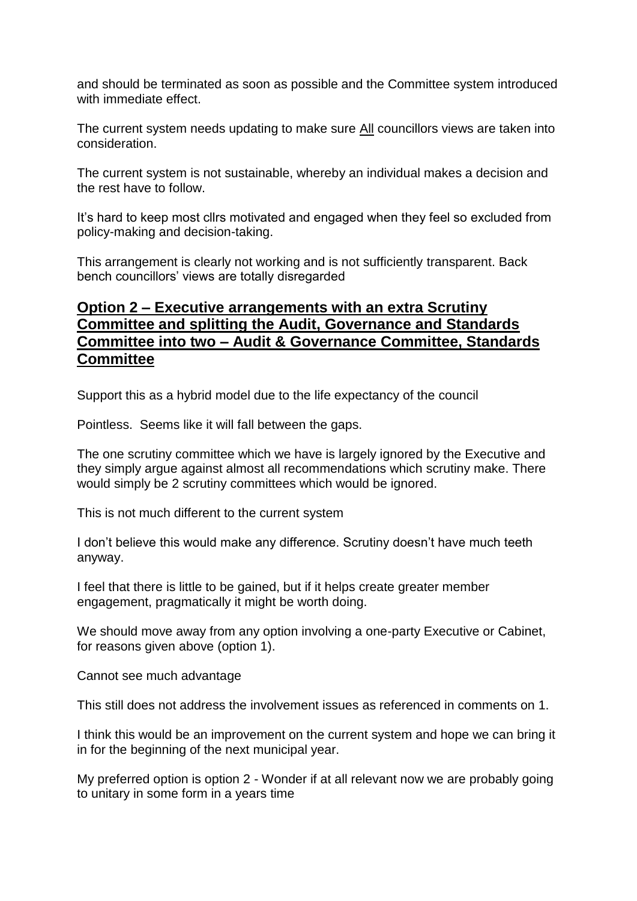and should be terminated as soon as possible and the Committee system introduced with immediate effect.

The current system needs updating to make sure <u>All</u> councillors views are taken into consideration.

The current system is not sustainable, whereby an individual makes a decision and the rest have to follow.

It's hard to keep most cllrs motivated and engaged when they feel so excluded from policy-making and decision-taking.

This arrangement is clearly not working and is not sufficiently transparent. Back bench councillors' views are totally disregarded

## Option 2 – Executive arrangements with an extra Scrutiny Committee and splitting the Audit, Governance and Standards Committee into two – Audit & Governance Committee, Standards Committee

Support this as a hybrid model due to the life expectancy of the council

Pointless. Seems like it will fall between the gaps.

The one scrutiny committee which we have is largely ignored by the Executive and they simply argue against almost all recommendations which scrutiny make. There would simply be 2 scrutiny committees which would be ignored.

This is not much different to the current system

I don't believe this would make any difference. Scrutiny doesn't have much teeth anyway.

I feel that there is little to be gained, but if it helps create greater member engagement, pragmatically it might be worth doing.

We should move away from any option involving a one-party Executive or Cabinet, for reasons given above (option 1).

Cannot see much advantage

This still does not address the involvement issues as referenced in comments on 1.

I think this would be an improvement on the current system and hope we can bring it in for the beginning of the next municipal year.

My preferred option is option 2 - Wonder if at all relevant now we are probably going to unitary in some form in a years time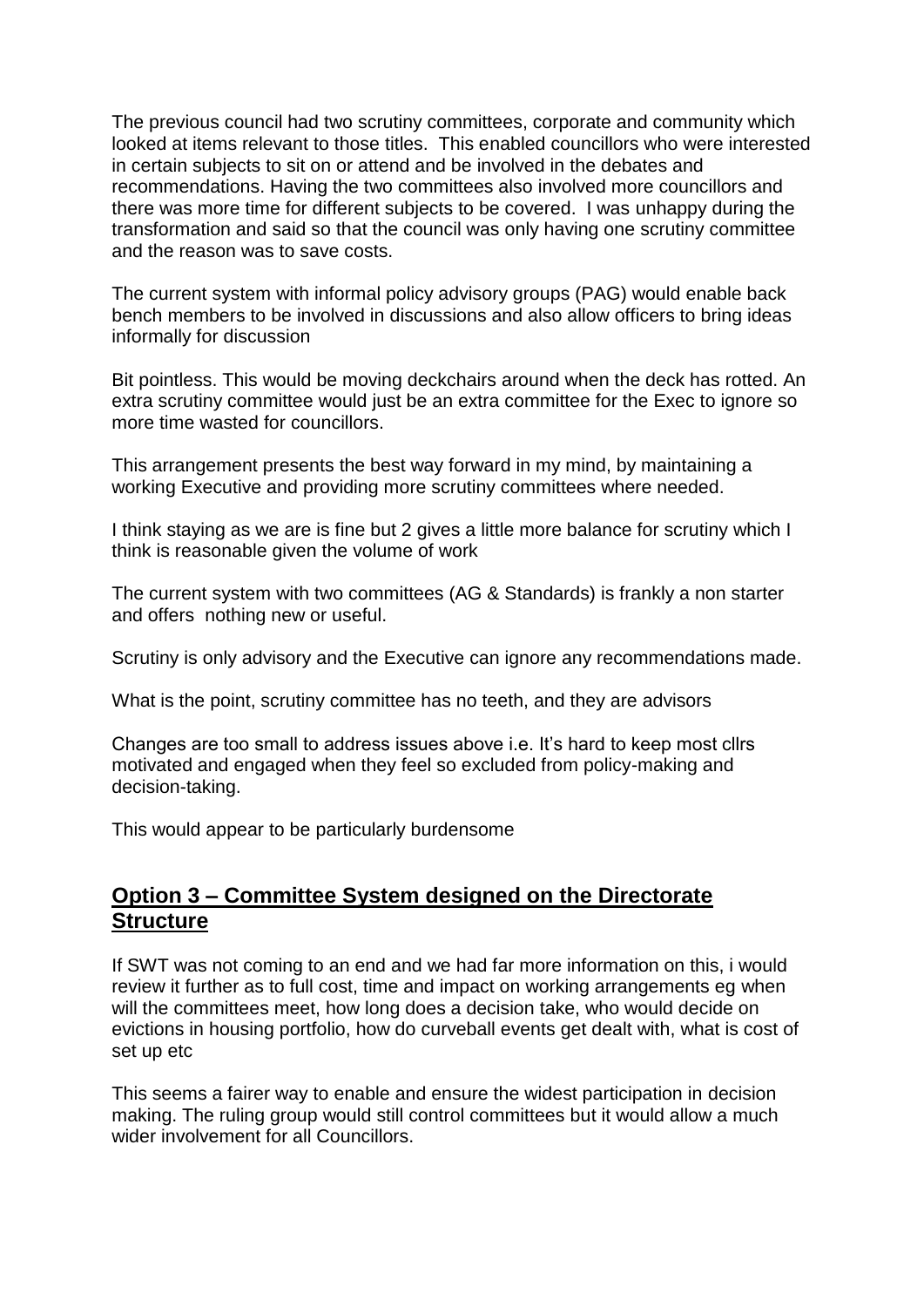The previous council had two scrutiny committees, corporate and community which looked at items relevant to those titles. This enabled councillors who were interested in certain subjects to sit on or attend and be involved in the debates and recommendations. Having the two committees also involved more councillors and there was more time for different subjects to be covered. I was unhappy during the transformation and said so that the council was only having one scrutiny committee and the reason was to save costs.

The current system with informal policy advisory groups (PAG) would enable back bench members to be involved in discussions and also allow officers to bring ideas informally for discussion

Bit pointless. This would be moving deckchairs around when the deck has rotted. An extra scrutiny committee would just be an extra committee for the Exec to ignore so more time wasted for councillors.

This arrangement presents the best way forward in my mind, by maintaining a working Executive and providing more scrutiny committees where needed.

I think staying as we are is fine but 2 gives a little more balance for scrutiny which I think is reasonable given the volume of work

The current system with two committees (AG & Standards) is frankly a non starter and offers nothing new or useful.

Scrutiny is only advisory and the Executive can ignore any recommendations made.

What is the point, scrutiny committee has no teeth, and they are advisors

Changes are too small to address issues above i.e. It's hard to keep most cllrs motivated and engaged when they feel so excluded from policy-making and decision-taking.

This would appear to be particularly burdensome

## Option 3 – Committee System designed on the Directorate Structure

If SWT was not coming to an end and we had far more information on this, i would review it further as to full cost, time and impact on working arrangements eg when will the committees meet, how long does a decision take, who would decide on evictions in housing portfolio, how do curveball events get dealt with, what is cost of set up etc

This seems a fairer way to enable and ensure the widest participation in decision making. The ruling group would still control committees but it would allow a much wider involvement for all Councillors.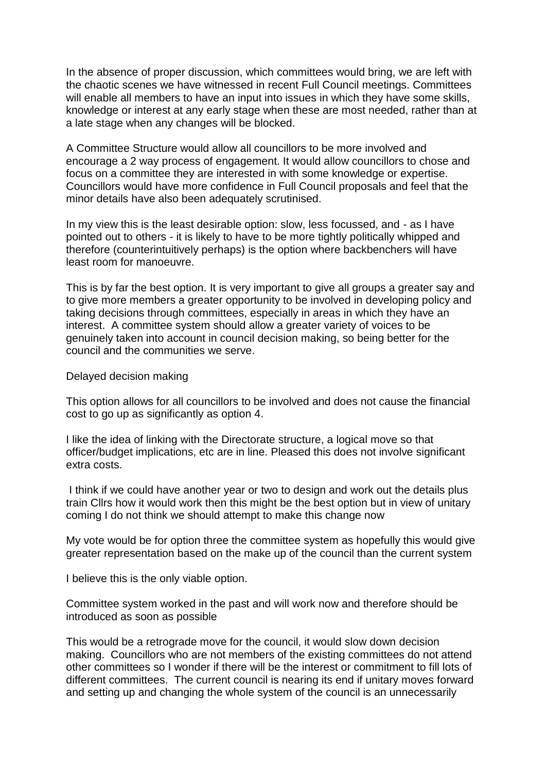In the absence of proper discussion, which committees would bring, we are left with the chaotic scenes we have witnessed in recent Full Council meetings. Committees will enable all members to have an input into issues in which they have some skills, knowledge or interest at any early stage when these are most needed, rather than at a late stage when any changes will be blocked.

A Committee Structure would allow all councillors to be more involved and encourage a 2 way process of engagement. It would allow councillors to chose and focus on a committee they are interested in with some knowledge or expertise. Councillors would have more confidence in Full Council proposals and feel that the minor details have also been adequately scrutinised.

In my view this is the least desirable option: slow, less focussed, and - as I have pointed out to others - it is likely to have to be more tightly politically whipped and therefore (counterintuitively perhaps) is the option where backbenchers will have least room for manoeuvre.

This is by far the best option. It is very important to give all groups a greater say and to give more members a greater opportunity to be involved in developing policy and taking decisions through committees, especially in areas in which they have an interest.  A committee system should allow a greater variety of voices to be genuinely taken into account in council decision making, so being better for the council and the communities we serve.

Delayed decision making

This option allows for all councillors to be involved and does not cause the financial cost to go up as significantly as option 4.

I like the idea of linking with the Directorate structure, a logical move so that officer/budget implications, etc are in line. Pleased this does not involve significant extra costs.

I think if we could have another year or two to design and work out the details plus train Cllrs how it would work then this might be the best option but in view of unitary coming I do not think we should attempt to make this change now

My vote would be for option three the committee system as hopefully this would give greater representation based on the make up of the council than the current system

I believe this is the only viable option.

Committee system worked in the past and will work now and therefore should be introduced as soon as possible

This would be a retrograde move for the council, it would slow down decision making.  Councillors who are not members of the existing committees do not attend other committees so I wonder if there will be the interest or commitment to fill lots of different committees.  The current council is nearing its end if unitary moves forward and setting up and changing the whole system of the council is an unnecessarily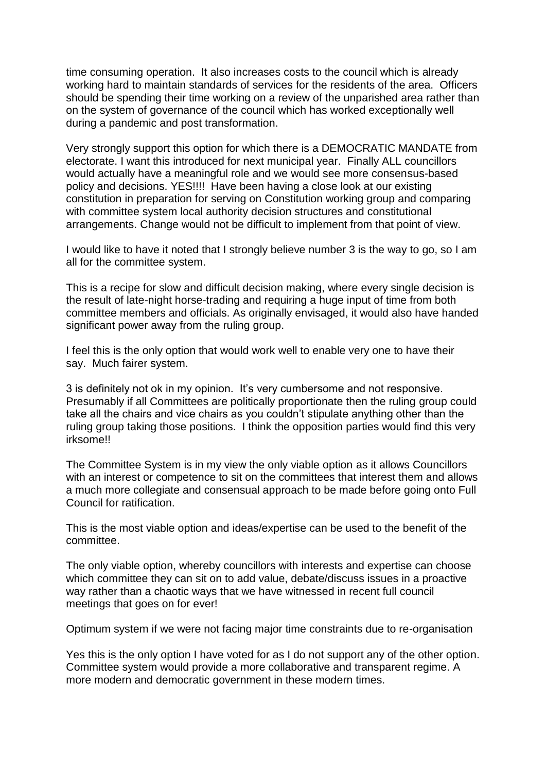time consuming operation. It also increases costs to the council which is already working hard to maintain standards of services for the residents of the area. Officers should be spending their time working on a review of the unparished area rather than on the system of governance of the council which has worked exceptionally well during a pandemic and post transformation.

Very strongly support this option for which there is a DEMOCRATIC MANDATE from electorate. I want this introduced for next municipal year. Finally ALL councillors would actually have a meaningful role and we would see more consensus-based policy and decisions. YES!!!! Have been having a close look at our existing constitution in preparation for serving on Constitution working group and comparing with committee system local authority decision structures and constitutional arrangements. Change would not be difficult to implement from that point of view.

I would like to have it noted that I strongly believe number 3 is the way to go, so I am all for the committee system.

This is a recipe for slow and difficult decision making, where every single decision is the result of late-night horse-trading and requiring a huge input of time from both committee members and officials. As originally envisaged, it would also have handed significant power away from the ruling group.

I feel this is the only option that would work well to enable very one to have their say. Much fairer system.

3 is definitely not ok in my opinion. It's very cumbersome and not responsive. Presumably if all Committees are politically proportionate then the ruling group could take all the chairs and vice chairs as you couldn't stipulate anything other than the ruling group taking those positions. I think the opposition parties would find this very irksome!!

The Committee System is in my view the only viable option as it allows Councillors with an interest or competence to sit on the committees that interest them and allows a much more collegiate and consensual approach to be made before going onto Full Council for ratification.

This is the most viable option and ideas/expertise can be used to the benefit of the committee.

The only viable option, whereby councillors with interests and expertise can choose which committee they can sit on to add value, debate/discuss issues in a proactive way rather than a chaotic ways that we have witnessed in recent full council meetings that goes on for ever!

Optimum system if we were not facing major time constraints due to re-organisation

Yes this is the only option I have voted for as I do not support any of the other option. Committee system would provide a more collaborative and transparent regime. A more modern and democratic government in these modern times.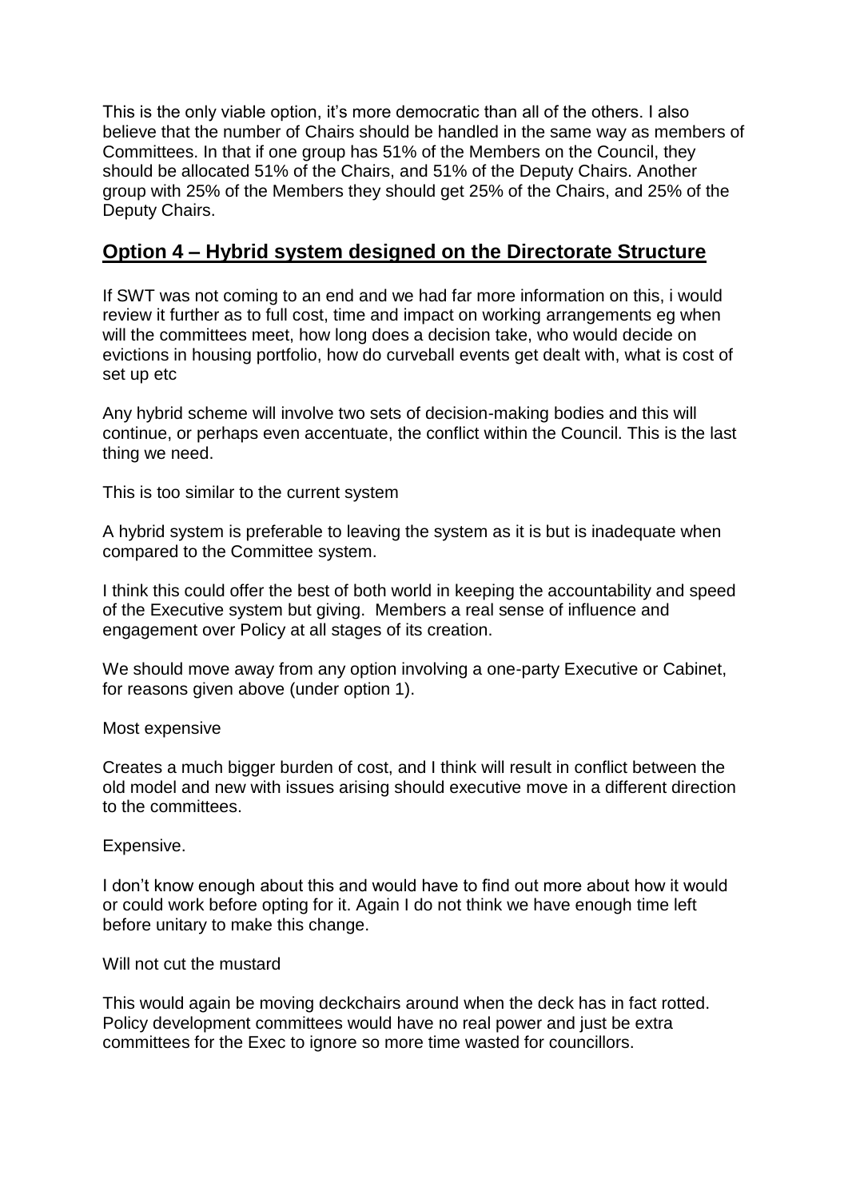This is the only viable option, it's more democratic than all of the others. I also believe that the number of Chairs should be handled in the same way as members of Committees. In that if one group has 51% of the Members on the Council, they should be allocated 51% of the Chairs, and 51% of the Deputy Chairs. Another group with 25% of the Members they should get 25% of the Chairs, and 25% of the Deputy Chairs.

## Option 4 – Hybrid system designed on the Directorate Structure

If SWT was not coming to an end and we had far more information on this, i would review it further as to full cost, time and impact on working arrangements eg when will the committees meet, how long does a decision take, who would decide on evictions in housing portfolio, how do curveball events get dealt with, what is cost of set up etc

Any hybrid scheme will involve two sets of decision-making bodies and this will continue, or perhaps even accentuate, the conflict within the Council. This is the last thing we need.

This is too similar to the current system

A hybrid system is preferable to leaving the system as it is but is inadequate when compared to the Committee system.

I think this could offer the best of both world in keeping the accountability and speed of the Executive system but giving. Members a real sense of influence and engagement over Policy at all stages of its creation.

We should move away from any option involving a one-party Executive or Cabinet, for reasons given above (under option 1).

Most expensive

Creates a much bigger burden of cost, and I think will result in conflict between the old model and new with issues arising should executive move in a different direction to the committees.

Expensive.

I don't know enough about this and would have to find out more about how it would or could work before opting for it. Again I do not think we have enough time left before unitary to make this change.

Will not cut the mustard

This would again be moving deckchairs around when the deck has in fact rotted. Policy development committees would have no real power and just be extra committees for the Exec to ignore so more time wasted for councillors.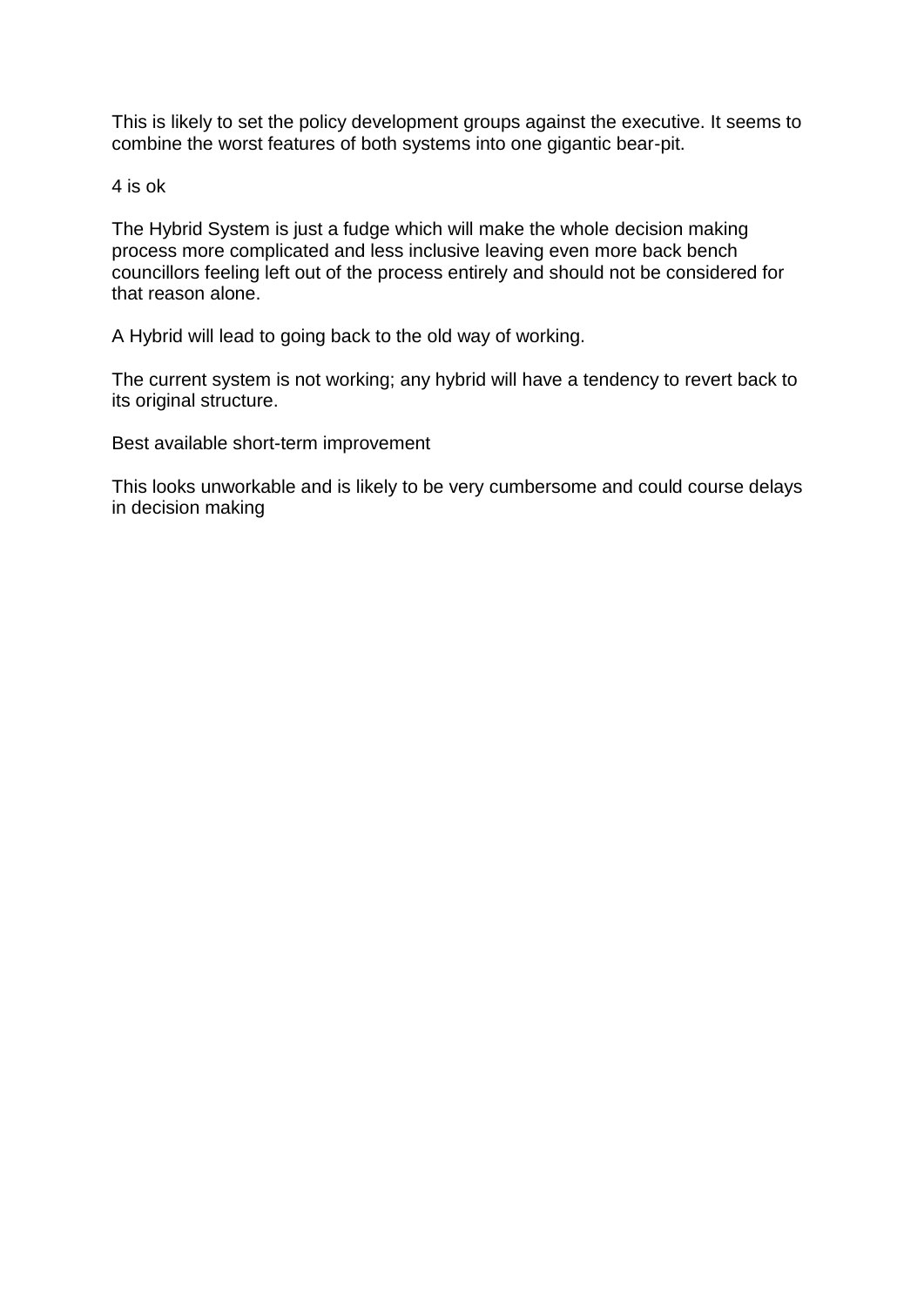This is likely to set the policy development groups against the executive. It seems to combine the worst features of both systems into one gigantic bear-pit.

4 is ok

The Hybrid System is just a fudge which will make the whole decision making process more complicated and less inclusive leaving even more back bench councillors feeling left out of the process entirely and should not be considered for that reason alone.

A Hybrid will lead to going back to the old way of working.

The current system is not working; any hybrid will have a tendency to revert back to its original structure.

Best available short-term improvement

This looks unworkable and is likely to be very cumbersome and could course delays in decision making